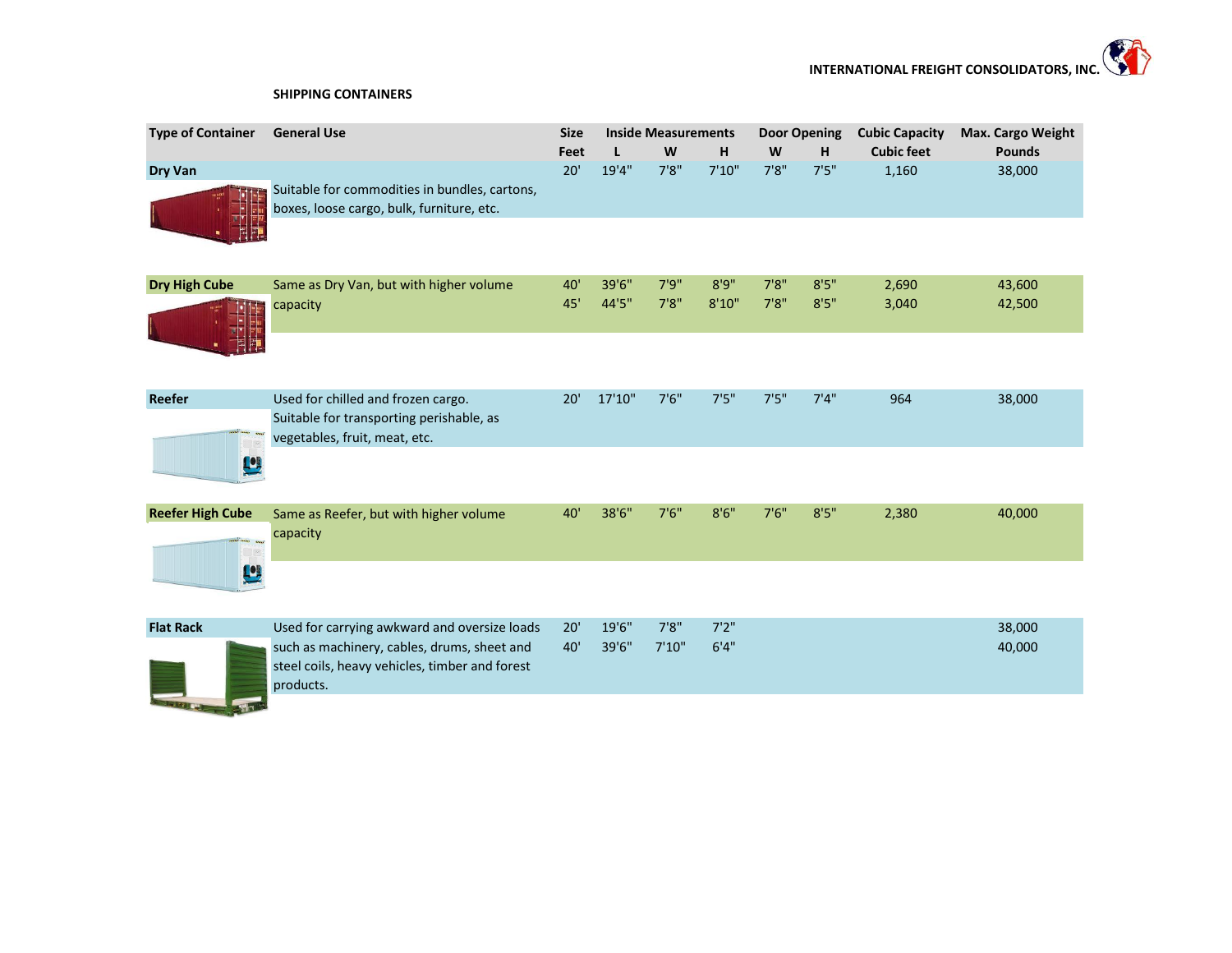INTERNATIONAL FREIGHT CONSOLIDATORS, INC.

## SHIPPING CONTAINERS

| Type of Container | General Use | Size | Inside Measurements | | | Door Opening | | Cubic Capacity | Max. Cargo Weight |
|---|---|---|---|---|---|---|---|---|---|
| | | Feet | L | W | H | W | H | Cubic feet | Pounds |
| **Dry Van** | Suitable for commodities in bundles, cartons, boxes, loose cargo, bulk, furniture, etc. | 20' | 19'4" | 7'8" | 7'10" | 7'8" | 7'5" | 1,160 | 38,000 |
| **Dry High Cube** | Same as Dry Van, but with higher volume capacity | 40' | 39'6" | 7'9" | 8'9" | 7'8" | 8'5" | 2,690 | 43,600 |
| | | 45' | 44'5" | 7'8" | 8'10" | 7'8" | 8'5" | 3,040 | 42,500 |
| **Reefer** | Used for chilled and frozen cargo. Suitable for transporting perishable, as vegetables, fruit, meat, etc. | 20' | 17'10" | 7'6" | 7'5" | 7'5" | 7'4" | 964 | 38,000 |
| **Reefer High Cube** | Same as Reefer, but with higher volume capacity | 40' | 38'6" | 7'6" | 8'6" | 7'6" | 8'5" | 2,380 | 40,000 |
| **Flat Rack** | Used for carrying awkward and oversize loads such as machinery, cables, drums, sheet and steel coils, heavy vehicles, timber and forest products. | 20' | 19'6" | 7'8" | 7'2" | | | | 38,000 |
| | | 40' | 39'6" | 7'10" | 6'4" | | | | 40,000 |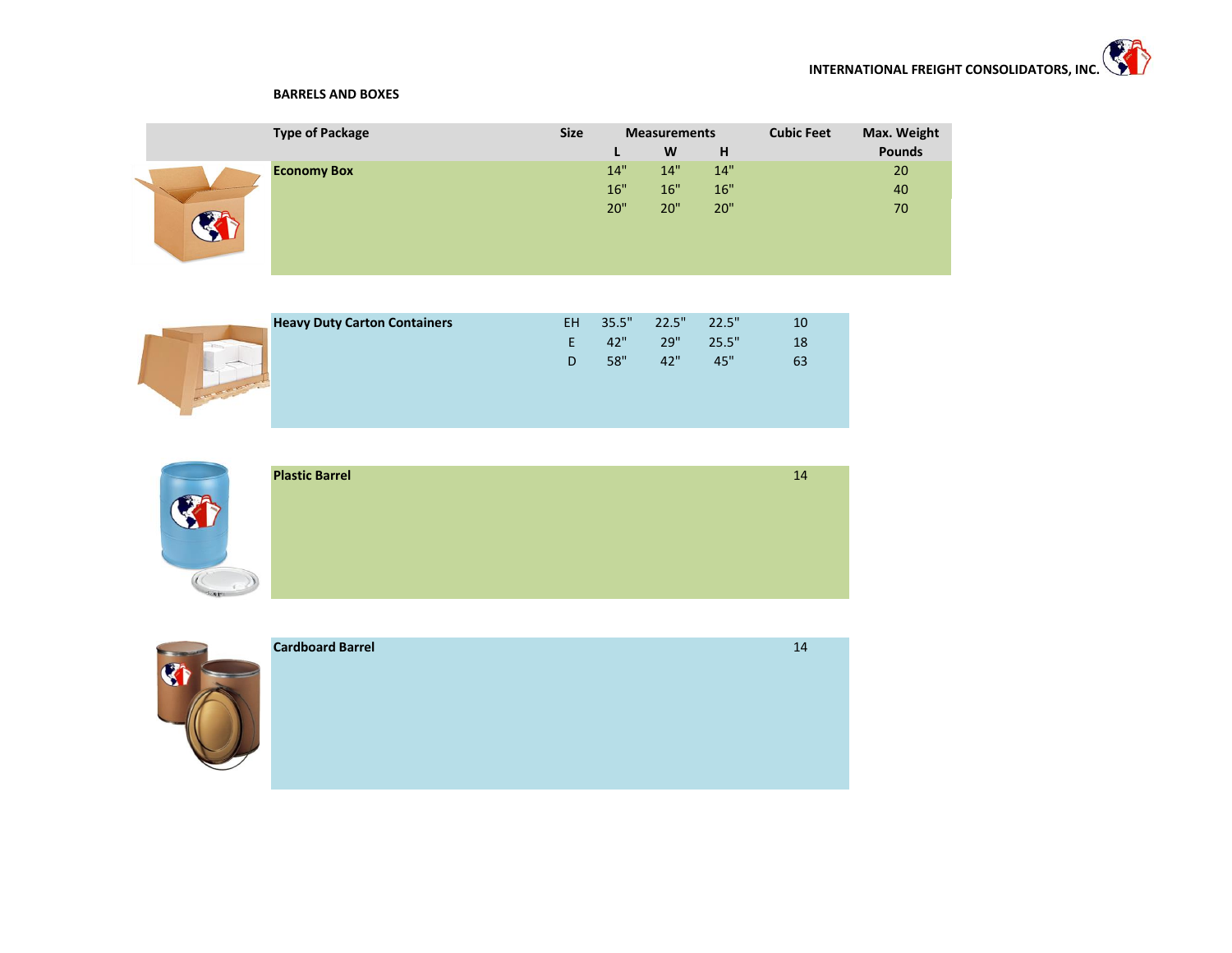**INTERNATIONAL FREIGHT CONSOLIDATORS, INC.**

**BARRELS AND BOXES**

| Type of Package | Size | Measurements | | | Cubic Feet | Max. Weight |
|---|---|---|---|---|---|---|
| | | L | W | H | | Pounds |
| **Economy Box** | | 14" | 14" | 14" | | 20 |
| | | 16" | 16" | 16" | | 40 |
| | | 20" | 20" | 20" | | 70 |
| **Heavy Duty Carton Containers** | EH | 35.5" | 22.5" | 22.5" | 10 | |
| | E | 42" | 29" | 25.5" | 18 | |
| | D | 58" | 42" | 45" | 63 | |
| **Plastic Barrel** | | | | | 14 | |
| **Cardboard Barrel** | | | | | 14 | |